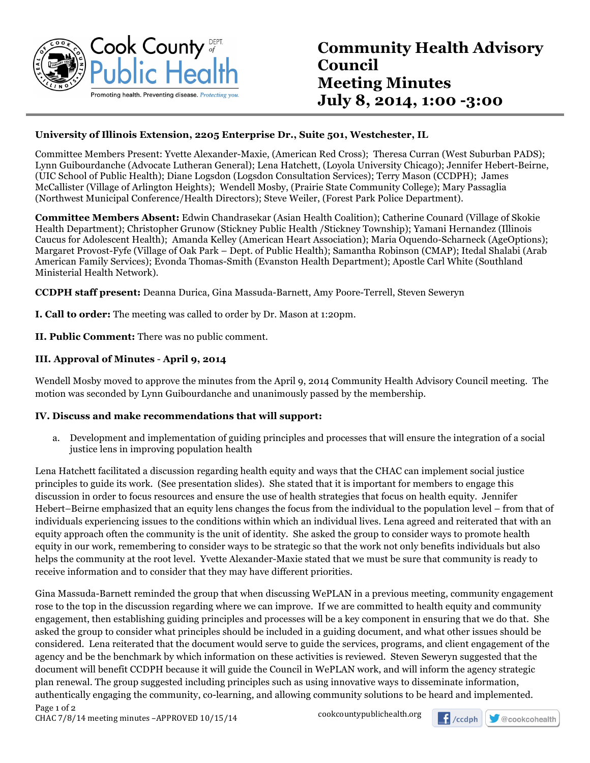# Community Health Advisory Council Meeting Minutes July 8, 2014, 1:00 -3:00

**University of Illinois Extension, 2205 Enterprise Dr., Suite 501, Westchester, IL**

Committee Members Present: Yvette Alexander-Maxie, (American Red Cross); Theresa Curran (West Suburban PADS); Lynn Guibourdanche (Advocate Lutheran General); Lena Hatchett, (Loyola University Chicago); Jennifer Hebert-Beirne, (UIC School of Public Health); Diane Logsdon (Logsdon Consultation Services); Terry Mason (CCDPH); James McCallister (Village of Arlington Heights); Wendell Mosby, (Prairie State Community College); Mary Passaglia (Northwest Municipal Conference/Health Directors); Steve Weiler, (Forest Park Police Department).

**Committee Members Absent:** Edwin Chandrasekar (Asian Health Coalition); Catherine Counard (Village of Skokie Health Department); Christopher Grunow (Stickney Public Health /Stickney Township); Yamani Hernandez (Illinois Caucus for Adolescent Health); Amanda Kelley (American Heart Association); Maria Oquendo-Scharneck (AgeOptions); Margaret Provost-Fyfe (Village of Oak Park – Dept. of Public Health); Samantha Robinson (CMAP); Itedal Shalabi (Arab American Family Services); Evonda Thomas-Smith (Evanston Health Department); Apostle Carl White (Southland Ministerial Health Network).

**CCDPH staff present:** Deanna Durica, Gina Massuda-Barnett, Amy Poore-Terrell, Steven Seweryn

**I. Call to order:** The meeting was called to order by Dr. Mason at 1:20pm.

**II. Public Comment:** There was no public comment.

**III. Approval of Minutes - April 9, 2014**

Wendell Mosby moved to approve the minutes from the April 9, 2014 Community Health Advisory Council meeting. The motion was seconded by Lynn Guibourdanche and unanimously passed by the membership.

**IV. Discuss and make recommendations that will support:**

a. Development and implementation of guiding principles and processes that will ensure the integration of a social justice lens in improving population health

Lena Hatchett facilitated a discussion regarding health equity and ways that the CHAC can implement social justice principles to guide its work. (See presentation slides). She stated that it is important for members to engage this discussion in order to focus resources and ensure the use of health strategies that focus on health equity. Jennifer Hebert–Beirne emphasized that an equity lens changes the focus from the individual to the population level – from that of individuals experiencing issues to the conditions within which an individual lives. Lena agreed and reiterated that with an equity approach often the community is the unit of identity. She asked the group to consider ways to promote health equity in our work, remembering to consider ways to be strategic so that the work not only benefits individuals but also helps the community at the root level. Yvette Alexander-Maxie stated that we must be sure that community is ready to receive information and to consider that they may have different priorities.

Gina Massuda-Barnett reminded the group that when discussing WePLAN in a previous meeting, community engagement rose to the top in the discussion regarding where we can improve. If we are committed to health equity and community engagement, then establishing guiding principles and processes will be a key component in ensuring that we do that. She asked the group to consider what principles should be included in a guiding document, and what other issues should be considered. Lena reiterated that the document would serve to guide the services, programs, and client engagement of the agency and be the benchmark by which information on these activities is reviewed. Steven Seweryn suggested that the document will benefit CCDPH because it will guide the Council in WePLAN work, and will inform the agency strategic plan renewal. The group suggested including principles such as using innovative ways to disseminate information, authentically engaging the community, co-learning, and allowing community solutions to be heard and implemented.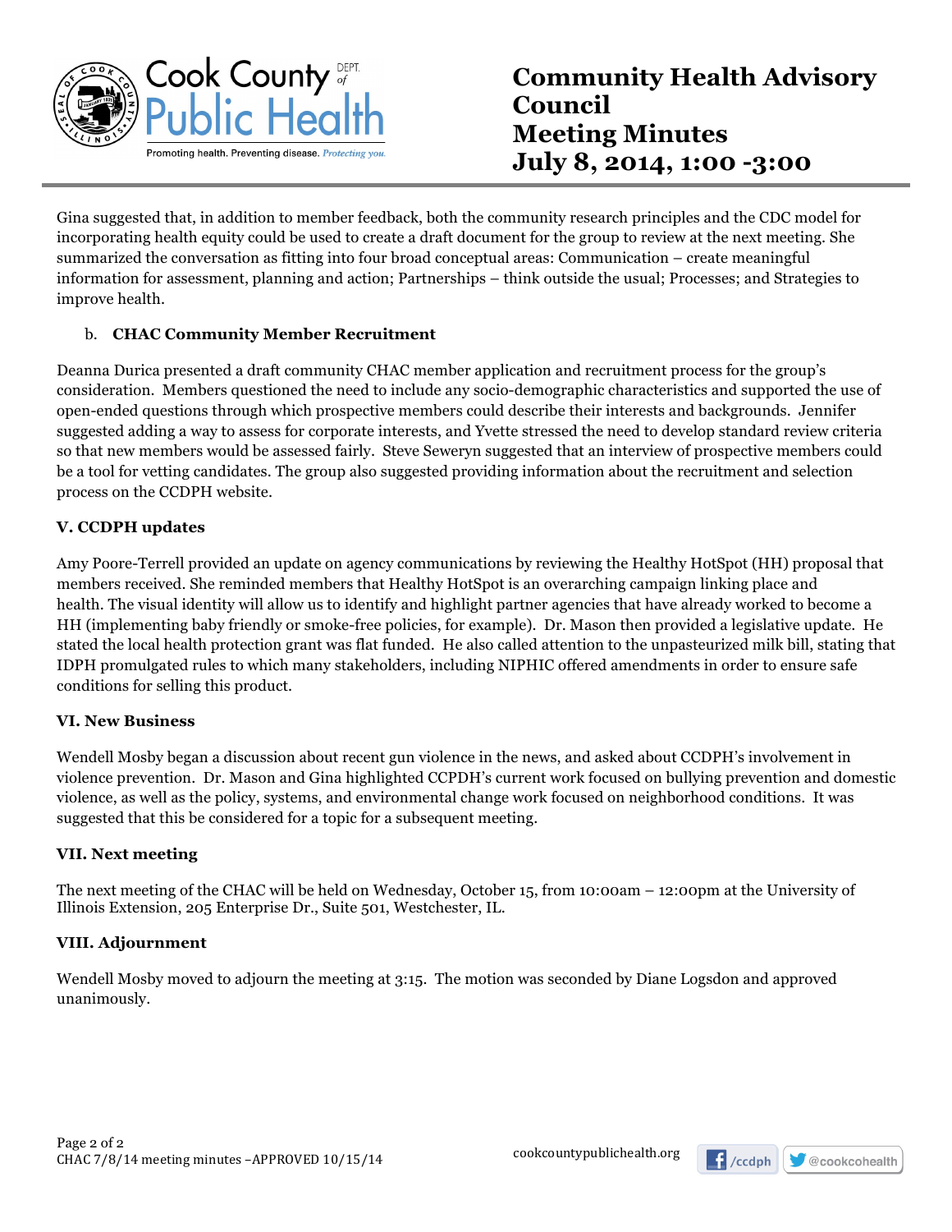Gina suggested that, in addition to member feedback, both the community research principles and the CDC model for incorporating health equity could be used to create a draft document for the group to review at the next meeting. She summarized the conversation as fitting into four broad conceptual areas: Communication – create meaningful information for assessment, planning and action; Partnerships – think outside the usual; Processes; and Strategies to improve health.

b. **CHAC Community Member Recruitment**

Deanna Durica presented a draft community CHAC member application and recruitment process for the group's consideration. Members questioned the need to include any socio-demographic characteristics and supported the use of open-ended questions through which prospective members could describe their interests and backgrounds. Jennifer suggested adding a way to assess for corporate interests, and Yvette stressed the need to develop standard review criteria so that new members would be assessed fairly. Steve Seweryn suggested that an interview of prospective members could be a tool for vetting candidates. The group also suggested providing information about the recruitment and selection process on the CCDPH website.

## V. CCDPH updates

Amy Poore-Terrell provided an update on agency communications by reviewing the Healthy HotSpot (HH) proposal that members received. She reminded members that Healthy HotSpot is an overarching campaign linking place and health. The visual identity will allow us to identify and highlight partner agencies that have already worked to become a HH (implementing baby friendly or smoke-free policies, for example). Dr. Mason then provided a legislative update. He stated the local health protection grant was flat funded. He also called attention to the unpasteurized milk bill, stating that IDPH promulgated rules to which many stakeholders, including NIPHIC offered amendments in order to ensure safe conditions for selling this product.

## VI. New Business

Wendell Mosby began a discussion about recent gun violence in the news, and asked about CCDPH's involvement in violence prevention. Dr. Mason and Gina highlighted CCPDH's current work focused on bullying prevention and domestic violence, as well as the policy, systems, and environmental change work focused on neighborhood conditions. It was suggested that this be considered for a topic for a subsequent meeting.

## VII. Next meeting

The next meeting of the CHAC will be held on Wednesday, October 15, from 10:00am – 12:00pm at the University of Illinois Extension, 205 Enterprise Dr., Suite 501, Westchester, IL.

## VIII. Adjournment

Wendell Mosby moved to adjourn the meeting at 3:15. The motion was seconded by Diane Logsdon and approved unanimously.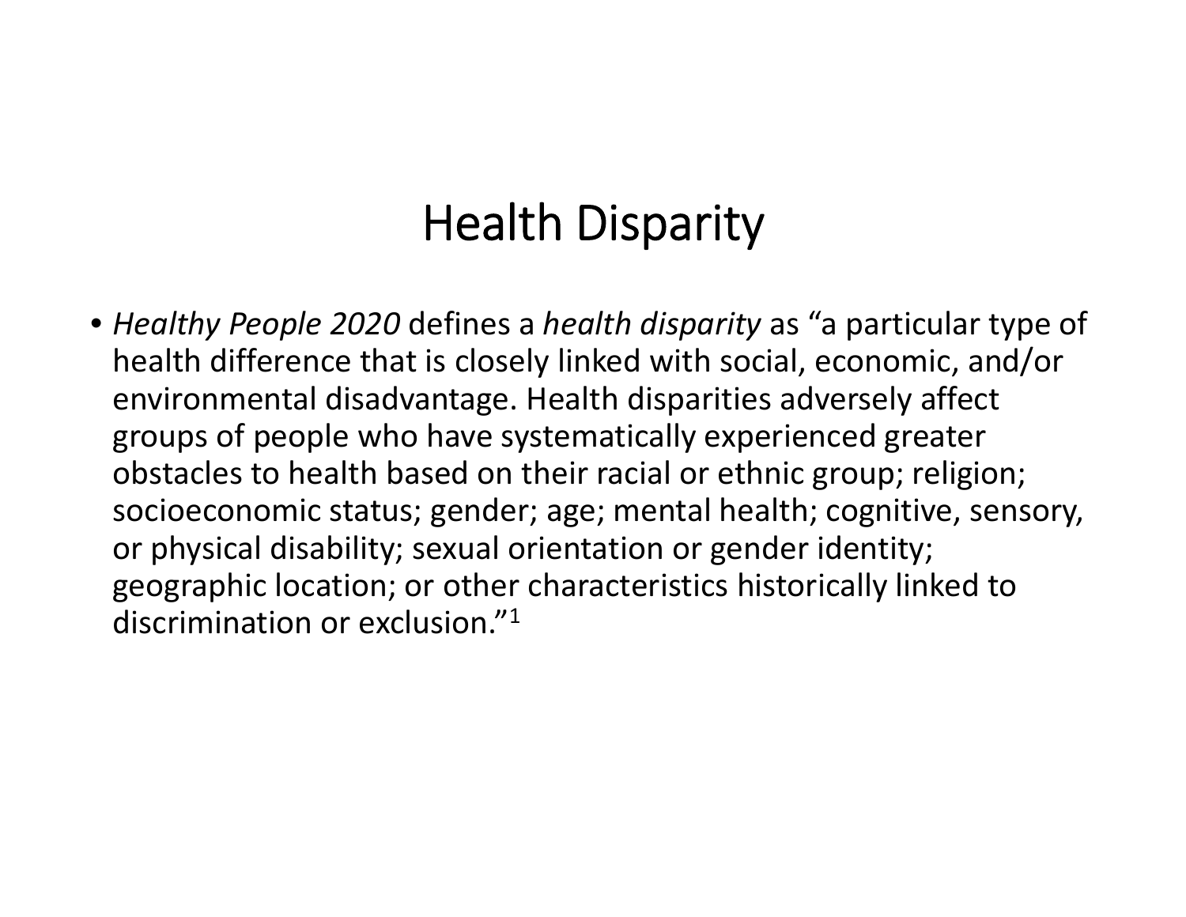# Health Disparity

- *Healthy People 2020* defines a *health disparity* as "a particular type of health difference that is closely linked with social, economic, and/or environmental disadvantage. Health disparities adversely affect groups of people who have systematically experienced greater obstacles to health based on their racial or ethnic group; religion; socioeconomic status; gender; age; mental health; cognitive, sensory, or physical disability; sexual orientation or gender identity; geographic location; or other characteristics historically linked to discrimination or exclusion."[1]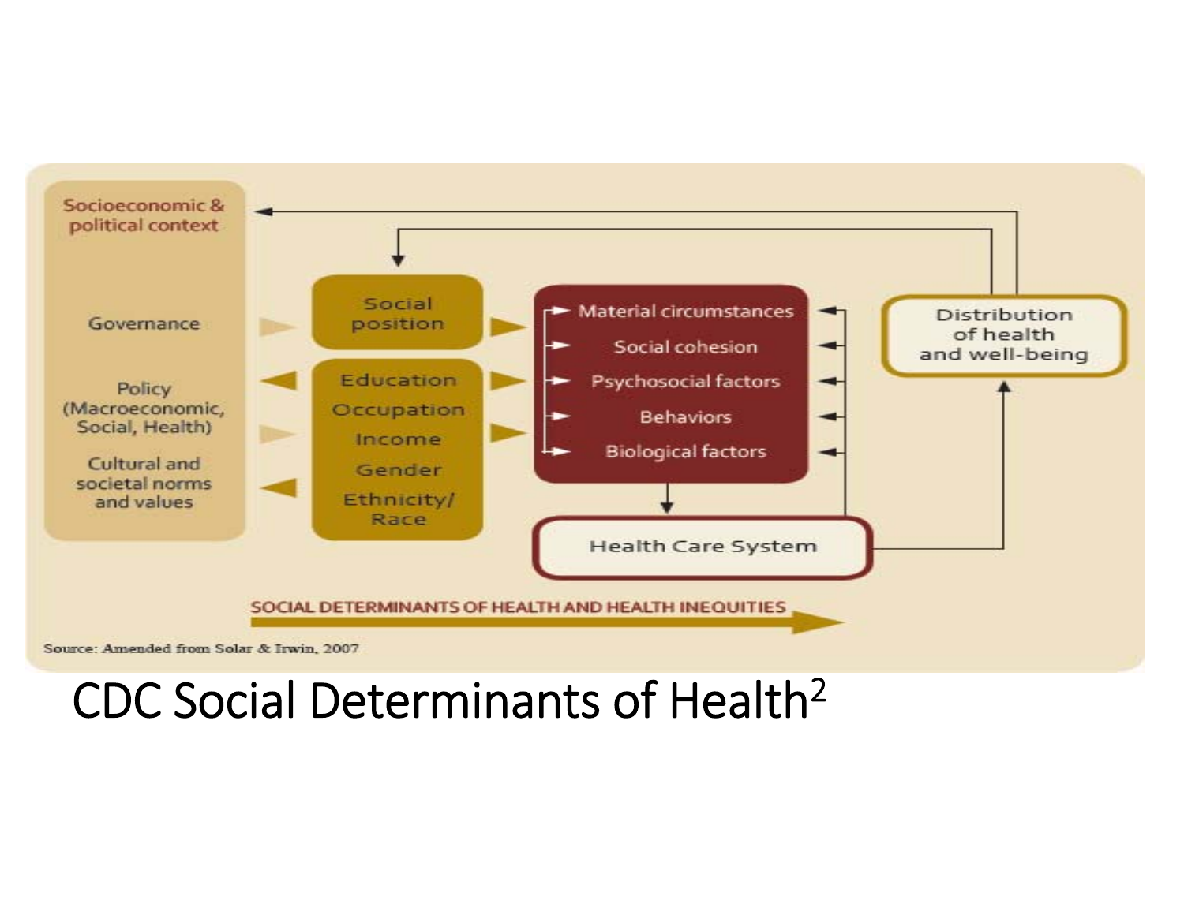Socioeconomic & political context

Governance

Policy (Macroeconomic, Social, Health)

Cultural and societal norms and values

Social position

Education

Occupation

Income

Gender

Ethnicity/ Race

Material circumstances

Social cohesion

Psychosocial factors

Behaviors

Biological factors

Health Care System

Distribution of health and well-being

SOCIAL DETERMINANTS OF HEALTH AND HEALTH INEQUITIES

Source: Amended from Solar & Irwin, 2007

# CDC Social Determinants of Health[2]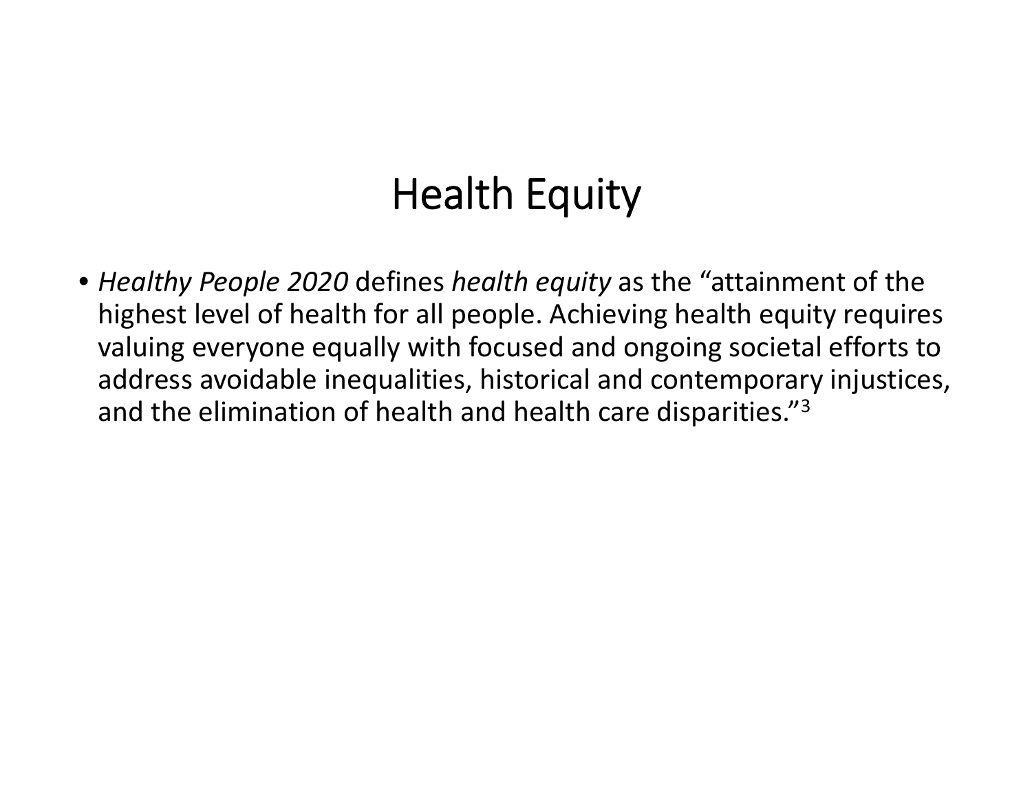# Health Equity

- *Healthy People 2020* defines *health equity* as the "attainment of the highest level of health for all people. Achieving health equity requires valuing everyone equally with focused and ongoing societal efforts to address avoidable inequalities, historical and contemporary injustices, and the elimination of health and health care disparities."[3]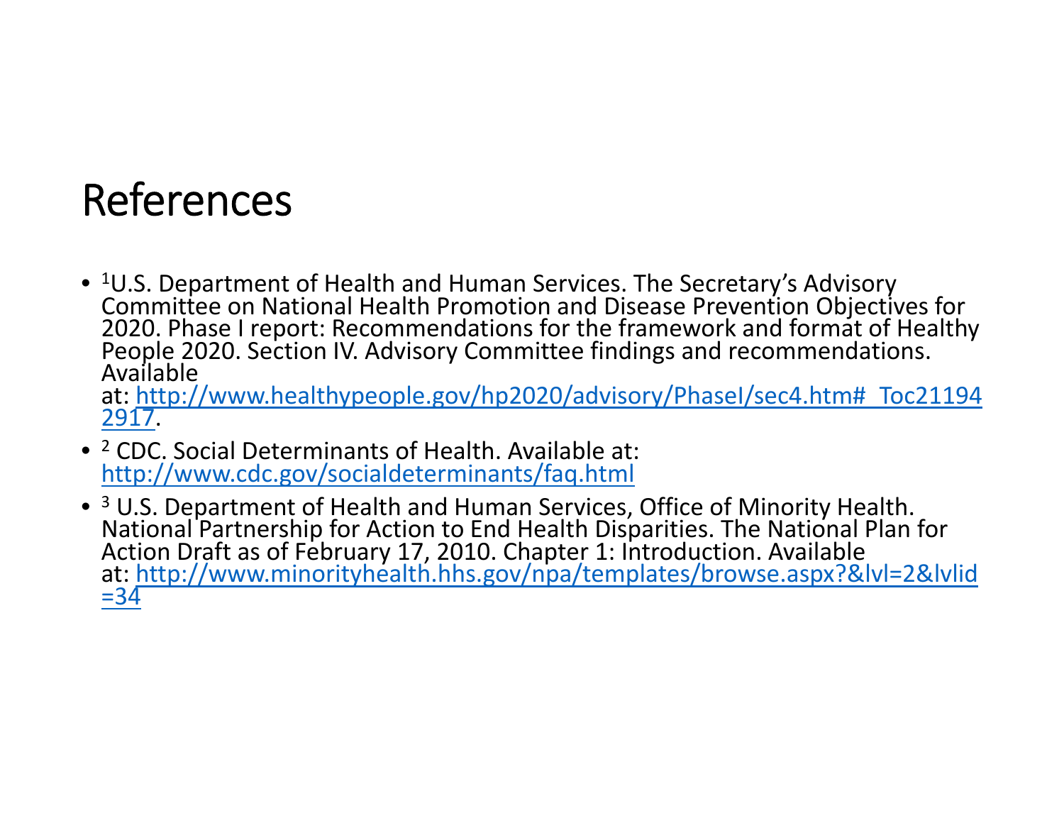# References

- [1]U.S. Department of Health and Human Services. The Secretary's Advisory Committee on National Health Promotion and Disease Prevention Objectives for 2020. Phase I report: Recommendations for the framework and format of Healthy People 2020. Section IV. Advisory Committee findings and recommendations. Available at: http://www.healthypeople.gov/hp2020/advisory/PhaseI/sec4.htm#_Toc211942917.
- [2] CDC. Social Determinants of Health. Available at: http://www.cdc.gov/socialdeterminants/faq.html
- [3] U.S. Department of Health and Human Services, Office of Minority Health. National Partnership for Action to End Health Disparities. The National Plan for Action Draft as of February 17, 2010. Chapter 1: Introduction. Available at: http://www.minorityhealth.hhs.gov/npa/templates/browse.aspx?&lvl=2&lvlid=34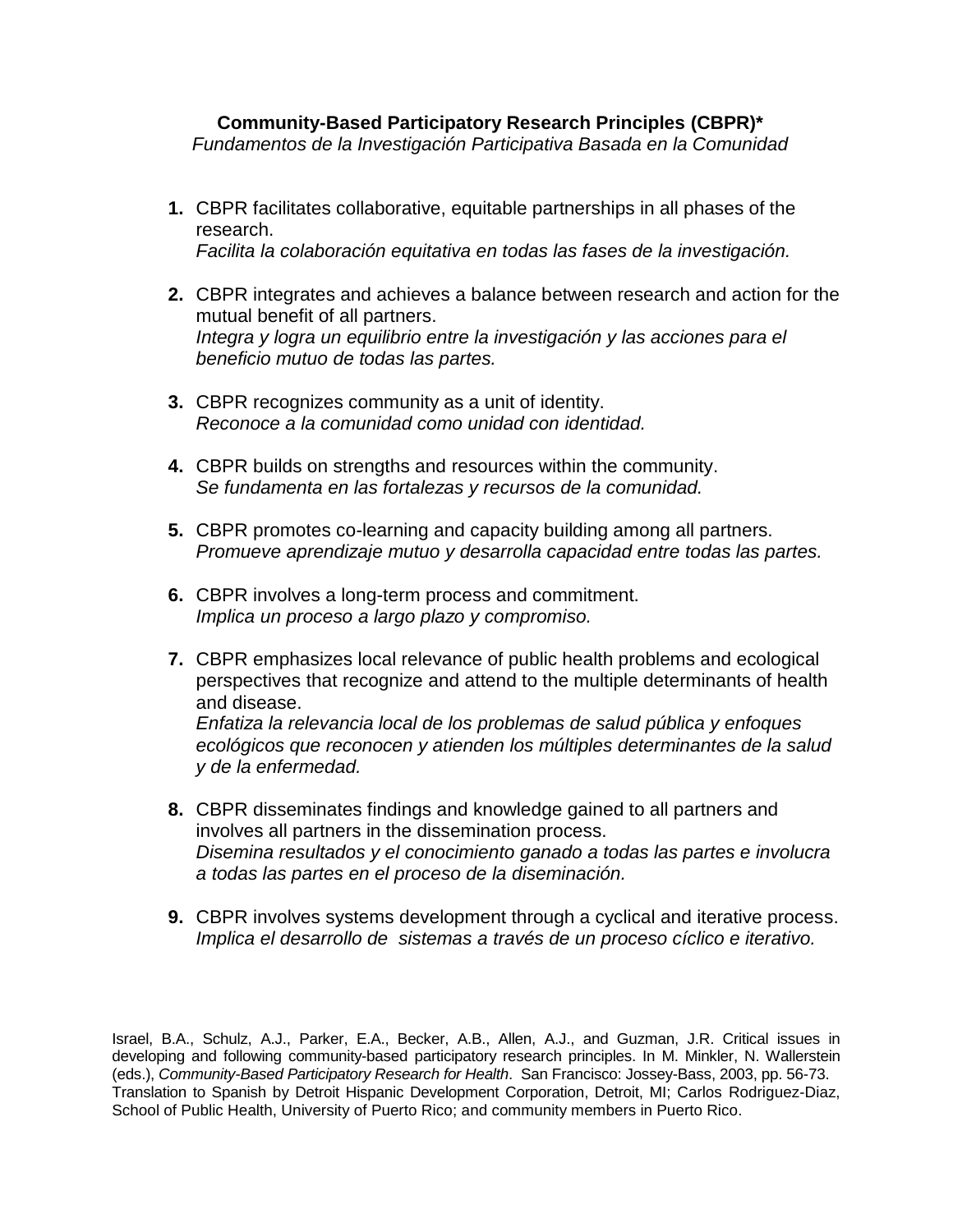**Community-Based Participatory Research Principles (CBPR)***

*Fundamentos de la Investigación Participativa Basada en la Comunidad*

1. CBPR facilitates collaborative, equitable partnerships in all phases of the research.
   *Facilita la colaboración equitativa en todas las fases de la investigación.*

2. CBPR integrates and achieves a balance between research and action for the mutual benefit of all partners.
   *Integra y logra un equilibrio entre la investigación y las acciones para el beneficio mutuo de todas las partes.*

3. CBPR recognizes community as a unit of identity.
   *Reconoce a la comunidad como unidad con identidad.*

4. CBPR builds on strengths and resources within the community.
   *Se fundamenta en las fortalezas y recursos de la comunidad.*

5. CBPR promotes co-learning and capacity building among all partners.
   *Promueve aprendizaje mutuo y desarrolla capacidad entre todas las partes.*

6. CBPR involves a long-term process and commitment.
   *Implica un proceso a largo plazo y compromiso.*

7. CBPR emphasizes local relevance of public health problems and ecological perspectives that recognize and attend to the multiple determinants of health and disease.
   *Enfatiza la relevancia local de los problemas de salud pública y enfoques ecológicos que reconocen y atienden los múltiples determinantes de la salud y de la enfermedad.*

8. CBPR disseminates findings and knowledge gained to all partners and involves all partners in the dissemination process.
   *Disemina resultados y el conocimiento ganado a todas las partes e involucra a todas las partes en el proceso de la diseminación.*

9. CBPR involves systems development through a cyclical and iterative process.
   *Implica el desarrollo de sistemas a través de un proceso cíclico e iterativo.*

Israel, B.A., Schulz, A.J., Parker, E.A., Becker, A.B., Allen, A.J., and Guzman, J.R. Critical issues in developing and following community-based participatory research principles. In M. Minkler, N. Wallerstein (eds.), *Community-Based Participatory Research for Health*. San Francisco: Jossey-Bass, 2003, pp. 56-73.
Translation to Spanish by Detroit Hispanic Development Corporation, Detroit, MI; Carlos Rodriguez-Diaz, School of Public Health, University of Puerto Rico; and community members in Puerto Rico.